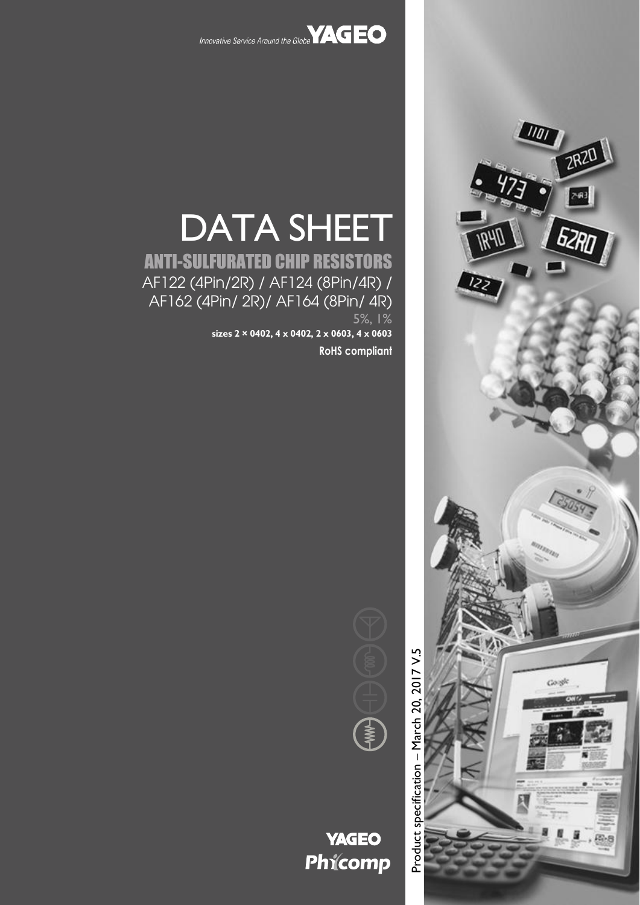Innovative Service Around the Globe **YAGEO**

# DATA SHEET

## ANTI-SULFURATED CHIP RESISTORS

AF122 (4Pin/2R) / AF124 (8Pin/4R) / AF162 (4Pin/ 2R)/ AF164 (8Pin/ 4R)

5%, 1%

**sizes 2 × 0402, 4 x 0402, 2 x 0603, 4 x 0603**

**RoHS compliant**

Product specification – March 20, 2017 V.5

**YAGEO Phycomp**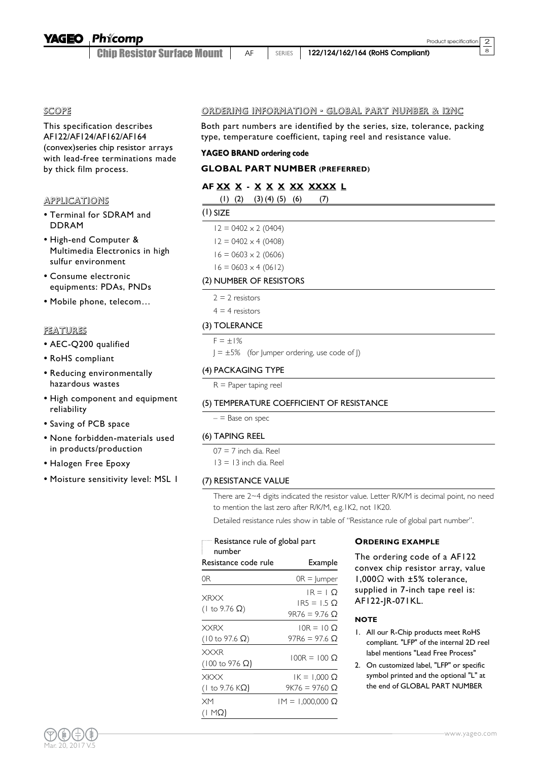## SCOPE

This specification describes AF122/AF124/AF162/AF164 (convex)series chip resistor arrays with lead-free terminations made by thick film process.

## APPLICATIONS

- Terminal for SDRAM and DDRAM
- High-end Computer & Multimedia Electronics in high sulfur environment
- Consume electronic equipments: PDAs, PNDs
- Mobile phone, telecom…

## FEATURES

- AEC-Q200 qualified
- RoHS compliant
- Reducing environmentally hazardous wastes
- High component and equipment reliability
- Saving of PCB space
- None forbidden-materials used in products/production
- Halogen Free Epoxy
- Moisture sensitivity level: MSL 1

## ORDERING INFORMATION - GLOBAL PART NUMBER & 12NC

Both part numbers are identified by the series, size, tolerance, packing type, temperature coefficient, taping reel and resistance value.

**YAGEO BRAND ordering code**

### GLOBAL PART NUMBER (PREFERRED)

**AF XX X - X X X XX XXXX L**

(1) (2) (3) (4) (5) (6) (7)

#### (1) SIZE

12 = 0402 × 2 (0404)

12 = 0402 × 4 (0408)

16 = 0603 × 2 (0606)

16 = 0603 × 4 (0612)

#### (2) NUMBER OF RESISTORS

2 = 2 resistors

4 = 4 resistors

#### (3) TOLERANCE

F = ±1%

J = ±5% (for Jumper ordering, use code of J)

#### (4) PACKAGING TYPE

R = Paper taping reel

#### (5) TEMPERATURE COEFFICIENT OF RESISTANCE

– = Base on spec

#### (6) TAPING REEL

07 = 7 inch dia. Reel

13 = 13 inch dia. Reel

#### (7) RESISTANCE VALUE

There are 2~4 digits indicated the resistor value. Letter R/K/M is decimal point, no need to mention the last zero after R/K/M, e.g.1K2, not 1K20.

Detailed resistance rules show in table of "Resistance rule of global part number".

Resistance rule of global part number

| Resistance code rule | Example |
| --- | --- |
| 0R | 0R = Jumper |
| XRXX (1 to 9.76 Ω) | 1R = 1 Ω<br>1R5 = 1.5 Ω<br>9R76 = 9.76 Ω |
| XXRX (10 to 97.6 Ω) | 10R = 10 Ω<br>97R6 = 97.6 Ω |
| XXXR (100 to 976 Ω) | 100R = 100 Ω |
| XKXX (1 to 9.76 KΩ) | 1K = 1,000 Ω<br>9K76 = 9760 Ω |
| XM (1 MΩ) | 1M = 1,000,000 Ω |

#### ORDERING EXAMPLE

The ordering code of a AF122 convex chip resistor array, value 1,000Ω with ±5% tolerance, supplied in 7-inch tape reel is: AF122-JR-071KL.

#### NOTE

1. All our R-Chip products meet RoHS compliant. "LFP" of the internal 2D reel label mentions "Lead Free Process"
2. On customized label, "LFP" or specific symbol printed and the optional "L" at the end of GLOBAL PART NUMBER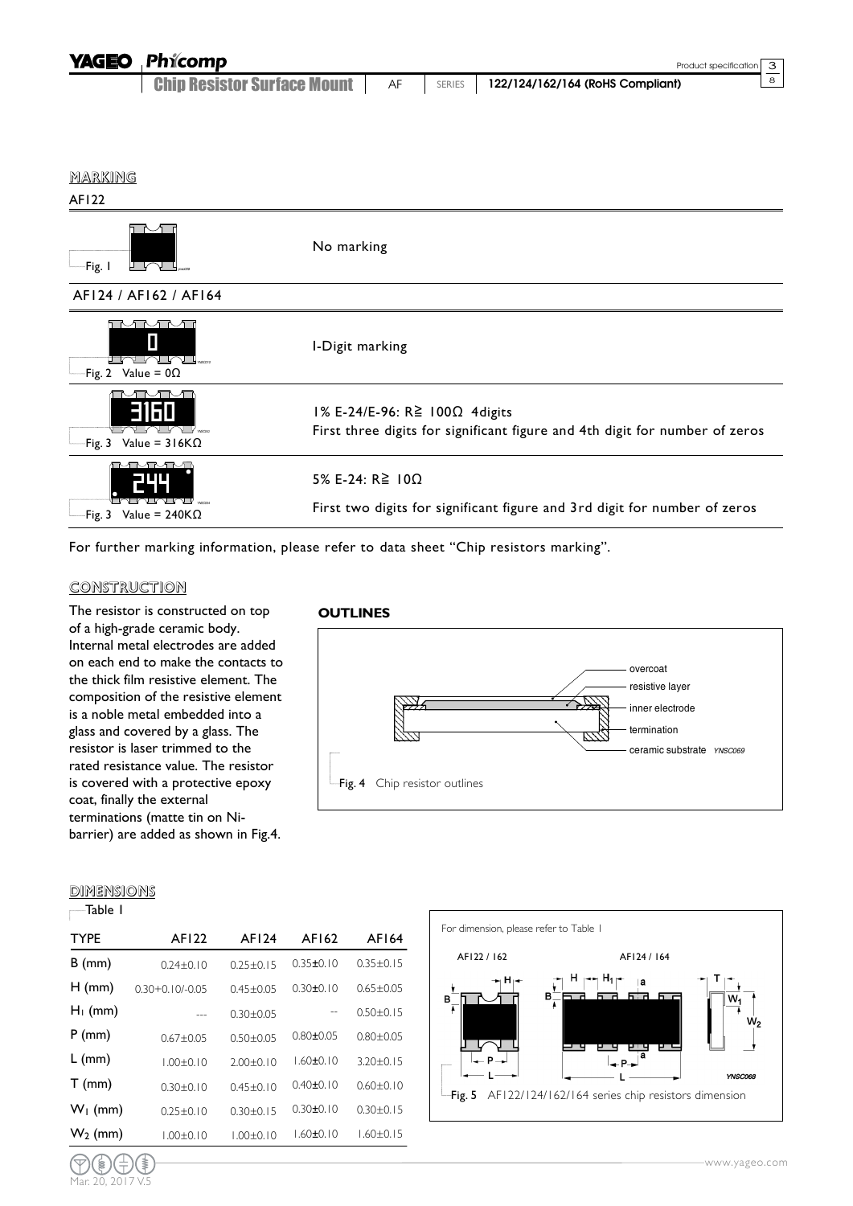## MARKING

### AF122

| | |
|---|---|
| Fig. 1 | No marking |

### AF124 / AF162 / AF164

| | |
|---|---|
| Fig. 2 Value = 0Ω | 1-Digit marking |
| Fig. 3 Value = 316KΩ | 1% E-24/E-96: R≧ 100Ω 4digits<br>First three digits for significant figure and 4th digit for number of zeros |
| Fig. 3 Value = 240KΩ | 5% E-24: R≧ 10Ω<br>First two digits for significant figure and 3rd digit for number of zeros |

For further marking information, please refer to data sheet "Chip resistors marking".

## CONSTRUCTION

The resistor is constructed on top of a high-grade ceramic body. Internal metal electrodes are added on each end to make the contacts to the thick film resistive element. The composition of the resistive element is a noble metal embedded into a glass and covered by a glass. The resistor is laser trimmed to the rated resistance value. The resistor is covered with a protective epoxy coat, finally the external terminations (matte tin on Ni-barrier) are added as shown in Fig.4.

### OUTLINES

overcoat
resistive layer
inner electrode
termination
ceramic substrate

Fig. 4 Chip resistor outlines

## DIMENSIONS

Table 1

| TYPE | AF122 | AF124 | AF162 | AF164 |
|---|---|---|---|---|
| B (mm) | 0.24±0.10 | 0.25±0.15 | 0.35±0.10 | 0.35±0.15 |
| H (mm) | 0.30+0.10/-0.05 | 0.45±0.05 | 0.30±0.10 | 0.65±0.05 |
| $H_1$ (mm) | --- | 0.30±0.05 | -- | 0.50±0.15 |
| P (mm) | 0.67±0.05 | 0.50±0.05 | 0.80±0.05 | 0.80±0.05 |
| L (mm) | 1.00±0.10 | 2.00±0.10 | 1.60±0.10 | 3.20±0.15 |
| T (mm) | 0.30±0.10 | 0.45±0.10 | 0.40±0.10 | 0.60±0.10 |
| $W_1$ (mm) | 0.25±0.10 | 0.30±0.15 | 0.30±0.10 | 0.30±0.15 |
| $W_2$ (mm) | 1.00±0.10 | 1.00±0.10 | 1.60±0.10 | 1.60±0.15 |

For dimension, please refer to Table 1

AF122 / 162 AF124 / 164

Fig. 5 AF122/124/162/164 series chip resistors dimension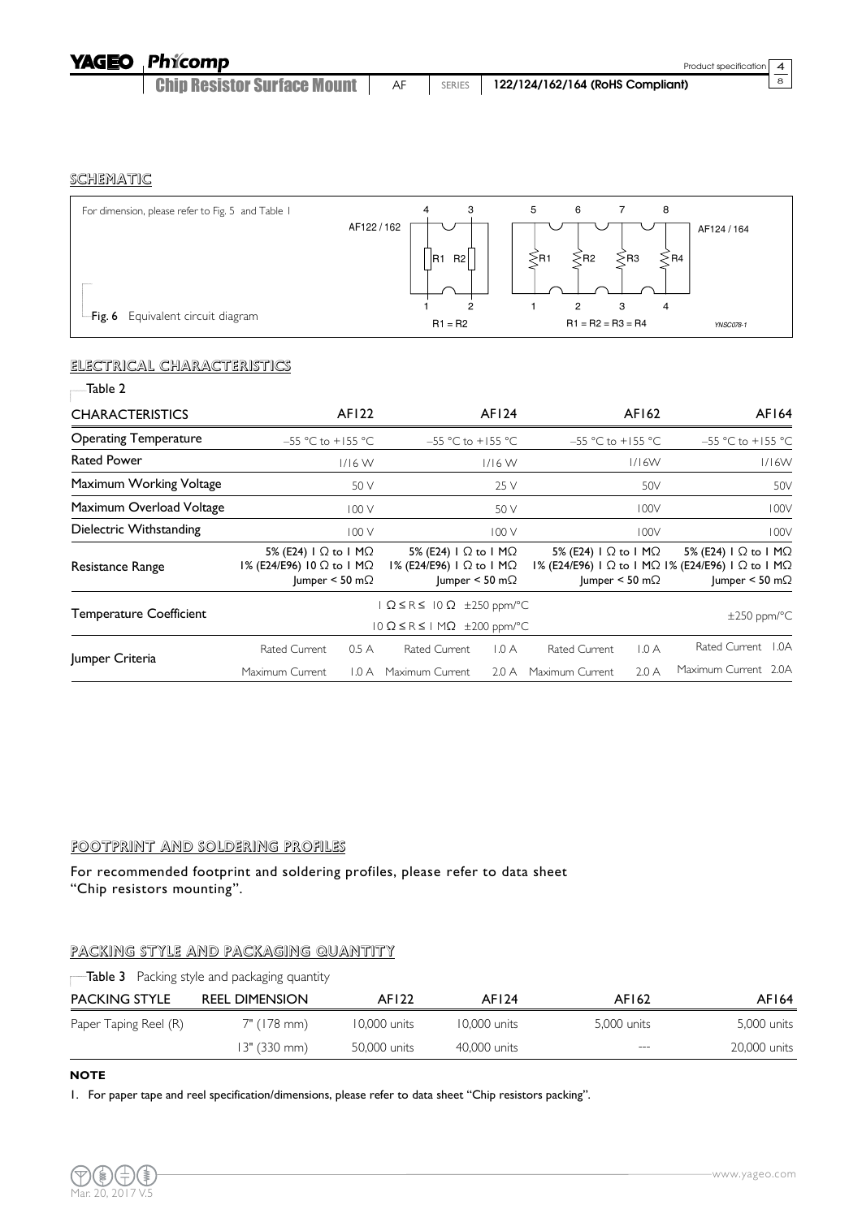## SCHEMATIC

For dimension, please refer to Fig. 5 and Table 1

Fig. 6 Equivalent circuit diagram

## ELECTRICAL CHARACTERISTICS

Table 2

| CHARACTERISTICS | AF122 | AF124 | AF162 | AF164 |
|---|---|---|---|---|
| Operating Temperature | –55 °C to +155 °C | –55 °C to +155 °C | –55 °C to +155 °C | –55 °C to +155 °C |
| Rated Power | 1/16 W | 1/16 W | 1/16W | 1/16W |
| Maximum Working Voltage | 50 V | 25 V | 50V | 50V |
| Maximum Overload Voltage | 100 V | 50 V | 100V | 100V |
| Dielectric Withstanding | 100 V | 100 V | 100V | 100V |
| Resistance Range | 5% (E24) 1 Ω to 1 MΩ<br>1% (E24/E96) 10 Ω to 1 MΩ<br>Jumper < 50 mΩ | 5% (E24) 1 Ω to 1 MΩ<br>1% (E24/E96) 1 Ω to 1 MΩ<br>Jumper < 50 mΩ | 5% (E24) 1 Ω to 1 MΩ<br>1% (E24/E96) 1 Ω to 1 MΩ<br>Jumper < 50 mΩ | 5% (E24) 1 Ω to 1 MΩ<br>1% (E24/E96) 1 Ω to 1 MΩ<br>Jumper < 50 mΩ |
| Temperature Coefficient | 1 Ω ≤ R ≤ 10 Ω ±250 ppm/°C<br>10 Ω ≤ R ≤ 1 MΩ ±200 ppm/°C | | | ±250 ppm/°C |
| Jumper Criteria | Rated Current 0.5 A<br>Maximum Current 1.0 A | Rated Current 1.0 A<br>Maximum Current 2.0 A | Rated Current 1.0 A<br>Maximum Current 2.0 A | Rated Current 1.0A<br>Maximum Current 2.0A |

## FOOTPRINT AND SOLDERING PROFILES

For recommended footprint and soldering profiles, please refer to data sheet "Chip resistors mounting".

## PACKING STYLE AND PACKAGING QUANTITY

**Table 3** Packing style and packaging quantity

| PACKING STYLE | REEL DIMENSION | AF122 | AF124 | AF162 | AF164 |
|---|---|---|---|---|---|
| Paper Taping Reel (R) | 7" (178 mm) | 10,000 units | 10,000 units | 5,000 units | 5,000 units |
| | 13" (330 mm) | 50,000 units | 40,000 units | --- | 20,000 units |

**NOTE**

1. For paper tape and reel specification/dimensions, please refer to data sheet "Chip resistors packing".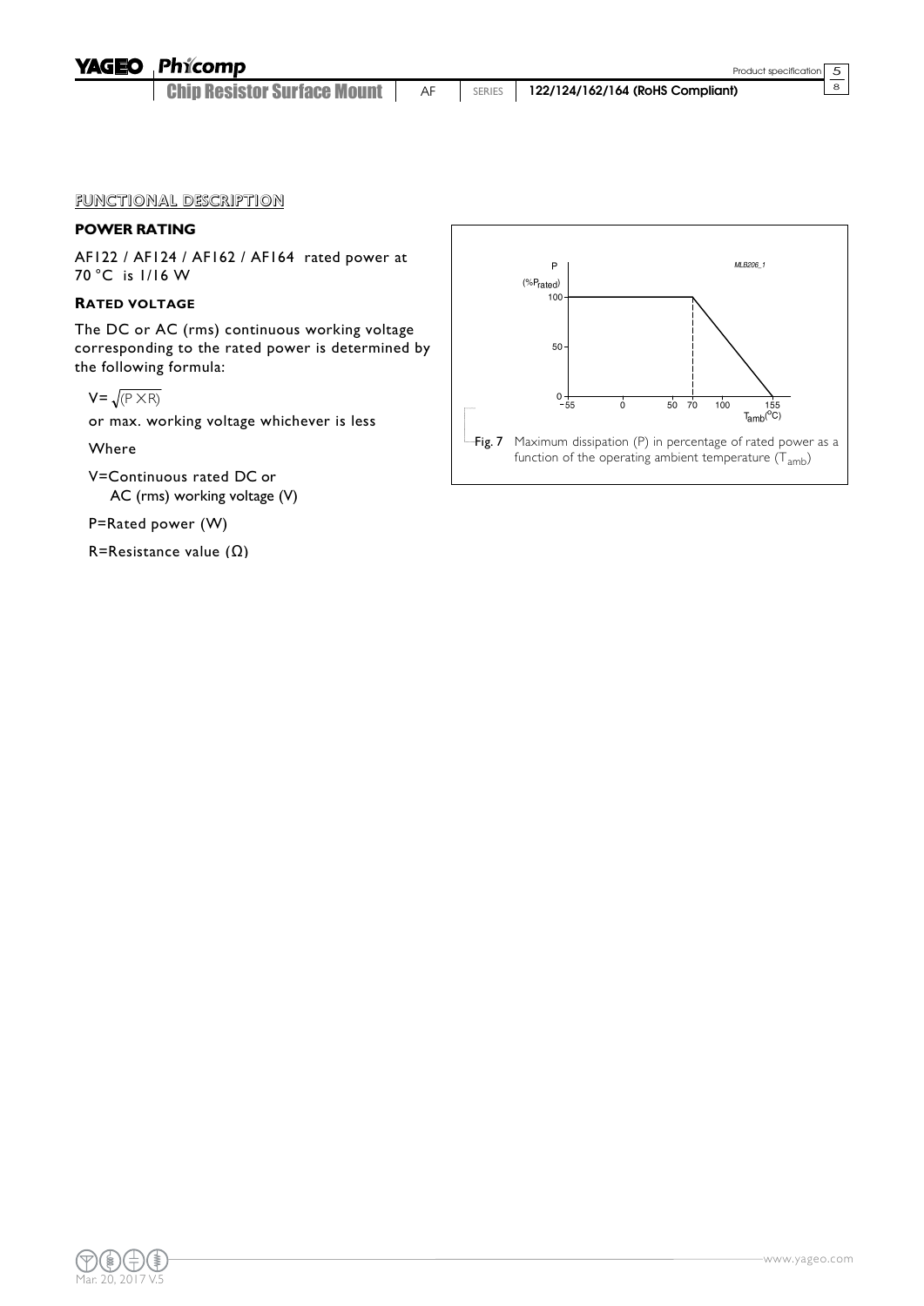## FUNCTIONAL DESCRIPTION

### POWER RATING

AF122 / AF124 / AF162 / AF164 rated power at 70 °C is 1/16 W

### RATED VOLTAGE

The DC or AC (rms) continuous working voltage corresponding to the rated power is determined by the following formula:

$$V = \sqrt{(P \times R)}$$

or max. working voltage whichever is less

Where

V=Continuous rated DC or AC (rms) working voltage (V)

P=Rated power (W)

R=Resistance value (Ω)

**Fig. 7** Maximum dissipation (P) in percentage of rated power as a function of the operating ambient temperature ($T_{amb}$)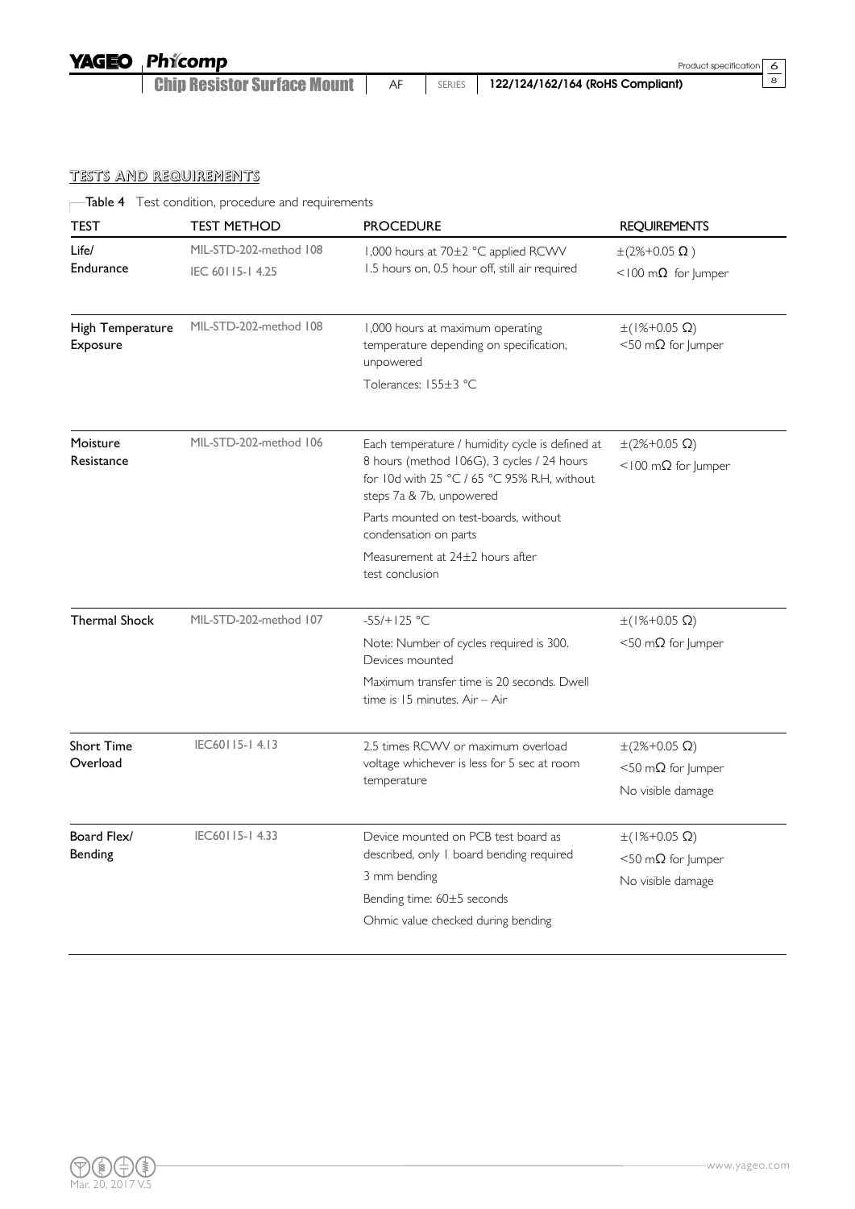## TESTS AND REQUIREMENTS

Table 4 Test condition, procedure and requirements

| TEST | TEST METHOD | PROCEDURE | REQUIREMENTS |
|---|---|---|---|
| Life/ Endurance | MIL-STD-202-method 108<br>IEC 60115-1 4.25 | 1,000 hours at 70±2 °C applied RCWV<br>1.5 hours on, 0.5 hour off, still air required | ±(2%+0.05 Ω )<br><100 mΩ for Jumper |
| High Temperature Exposure | MIL-STD-202-method 108 | 1,000 hours at maximum operating temperature depending on specification, unpowered<br>Tolerances: 155±3 °C | ±(1%+0.05 Ω)<br><50 mΩ for Jumper |
| Moisture Resistance | MIL-STD-202-method 106 | Each temperature / humidity cycle is defined at 8 hours (method 106G), 3 cycles / 24 hours for 10d with 25 °C / 65 °C 95% R.H, without steps 7a & 7b, unpowered<br>Parts mounted on test-boards, without condensation on parts<br>Measurement at 24±2 hours after test conclusion | ±(2%+0.05 Ω)<br><100 mΩ for Jumper |
| Thermal Shock | MIL-STD-202-method 107 | -55/+125 °C<br>Note: Number of cycles required is 300. Devices mounted<br>Maximum transfer time is 20 seconds. Dwell time is 15 minutes. Air – Air | ±(1%+0.05 Ω)<br><50 mΩ for Jumper |
| Short Time Overload | IEC60115-1 4.13 | 2.5 times RCWV or maximum overload voltage whichever is less for 5 sec at room temperature | ±(2%+0.05 Ω)<br><50 mΩ for Jumper<br>No visible damage |
| Board Flex/ Bending | IEC60115-1 4.33 | Device mounted on PCB test board as described, only 1 board bending required<br>3 mm bending<br>Bending time: 60±5 seconds<br>Ohmic value checked during bending | ±(1%+0.05 Ω)<br><50 mΩ for Jumper<br>No visible damage |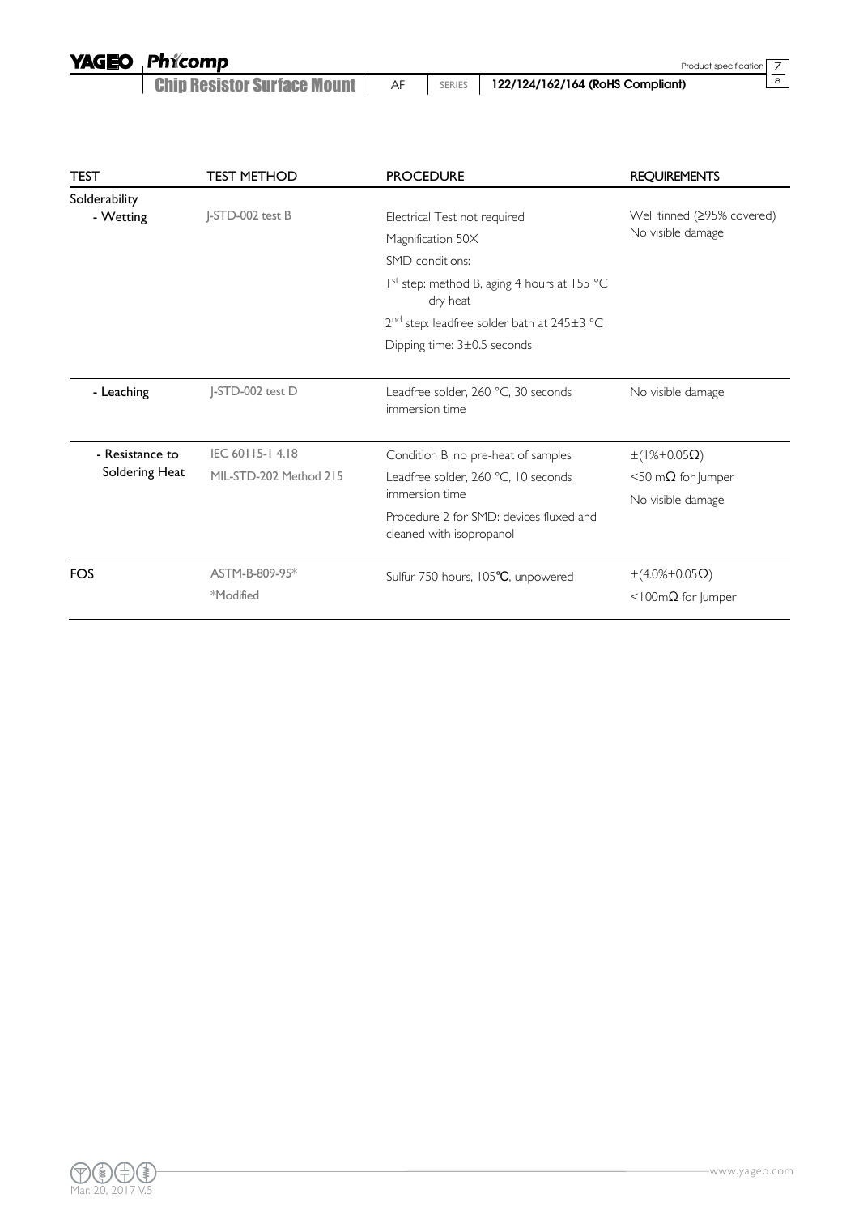| TEST | TEST METHOD | PROCEDURE | REQUIREMENTS |
|---|---|---|---|
| Solderability<br>- Wetting | J-STD-002 test B | Electrical Test not required<br>Magnification 50X<br>SMD conditions:<br>1st step: method B, aging 4 hours at 155 °C dry heat<br>2nd step: leadfree solder bath at 245±3 °C<br>Dipping time: 3±0.5 seconds | Well tinned (≥95% covered)<br>No visible damage |
| - Leaching | J-STD-002 test D | Leadfree solder, 260 °C, 30 seconds immersion time | No visible damage |
| - Resistance to Soldering Heat | IEC 60115-1 4.18<br>MIL-STD-202 Method 215 | Condition B, no pre-heat of samples<br>Leadfree solder, 260 °C, 10 seconds immersion time<br>Procedure 2 for SMD: devices fluxed and cleaned with isopropanol | ±(1%+0.05Ω)<br><50 mΩ for Jumper<br>No visible damage |
| FOS | ASTM-B-809-95*<br>*Modified | Sulfur 750 hours, 105℃, unpowered | ±(4.0%+0.05Ω)<br><100mΩ for Jumper |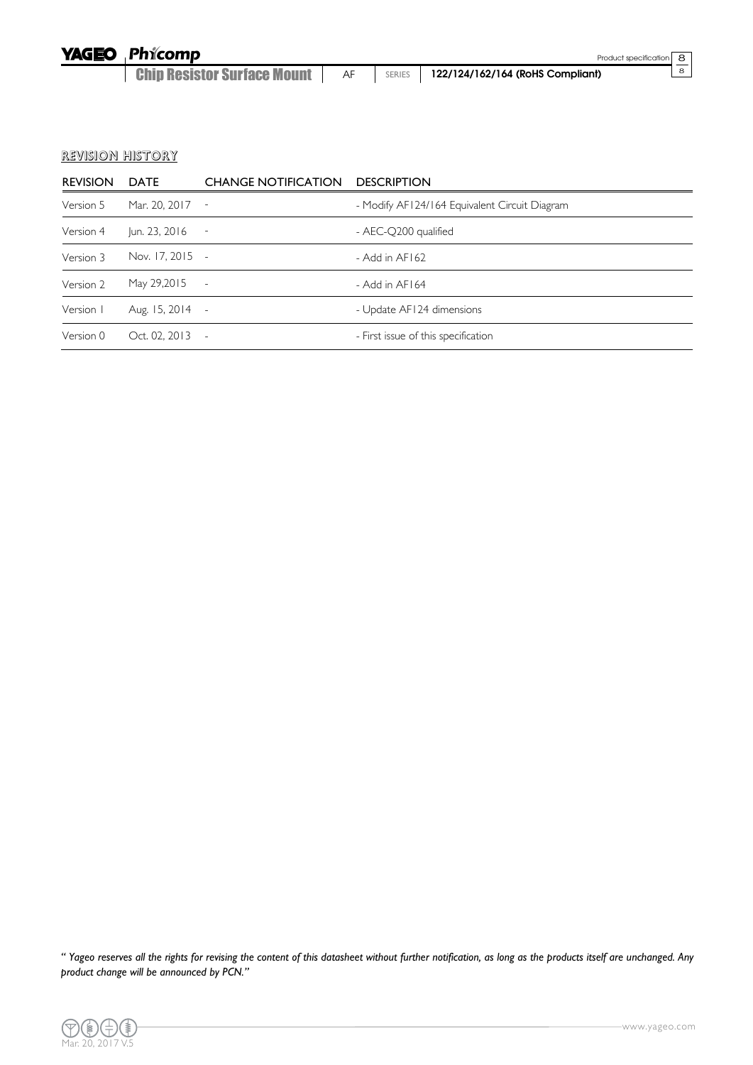## REVISION HISTORY

| REVISION | DATE | CHANGE NOTIFICATION | DESCRIPTION |
|---|---|---|---|
| Version 5 | Mar. 20, 2017 | - | - Modify AF124/164 Equivalent Circuit Diagram |
| Version 4 | Jun. 23, 2016 | - | - AEC-Q200 qualified |
| Version 3 | Nov. 17, 2015 | - | - Add in AF162 |
| Version 2 | May 29,2015 | - | - Add in AF164 |
| Version 1 | Aug. 15, 2014 | - | - Update AF124 dimensions |
| Version 0 | Oct. 02, 2013 | - | - First issue of this specification |

*" Yageo reserves all the rights for revising the content of this datasheet without further notification, as long as the products itself are unchanged. Any product change will be announced by PCN."*